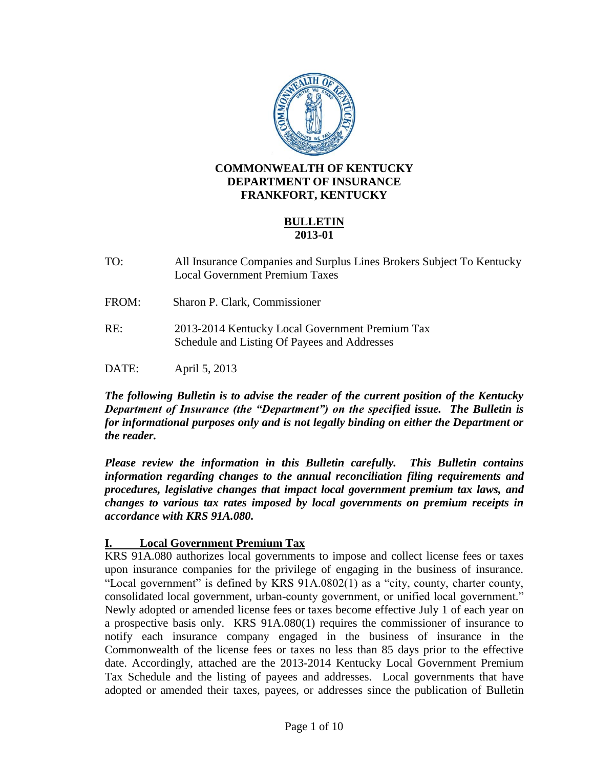**COMMONWEALTH OF KENTUCKY**
**DEPARTMENT OF INSURANCE**
**FRANKFORT, KENTUCKY**

**BULLETIN**
**2013-01**

TO: All Insurance Companies and Surplus Lines Brokers Subject To Kentucky Local Government Premium Taxes

FROM: Sharon P. Clark, Commissioner

RE: 2013-2014 Kentucky Local Government Premium Tax Schedule and Listing Of Payees and Addresses

DATE: April 5, 2013

***The following Bulletin is to advise the reader of the current position of the Kentucky Department of Insurance (the "Department") on the specified issue. The Bulletin is for informational purposes only and is not legally binding on either the Department or the reader.***

***Please review the information in this Bulletin carefully. This Bulletin contains information regarding changes to the annual reconciliation filing requirements and procedures, legislative changes that impact local government premium tax laws, and changes to various tax rates imposed by local governments on premium receipts in accordance with KRS 91A.080.***

## I. Local Government Premium Tax

KRS 91A.080 authorizes local governments to impose and collect license fees or taxes upon insurance companies for the privilege of engaging in the business of insurance. "Local government" is defined by KRS 91A.0802(1) as a "city, county, charter county, consolidated local government, urban-county government, or unified local government." Newly adopted or amended license fees or taxes become effective July 1 of each year on a prospective basis only. KRS 91A.080(1) requires the commissioner of insurance to notify each insurance company engaged in the business of insurance in the Commonwealth of the license fees or taxes no less than 85 days prior to the effective date. Accordingly, attached are the 2013-2014 Kentucky Local Government Premium Tax Schedule and the listing of payees and addresses. Local governments that have adopted or amended their taxes, payees, or addresses since the publication of Bulletin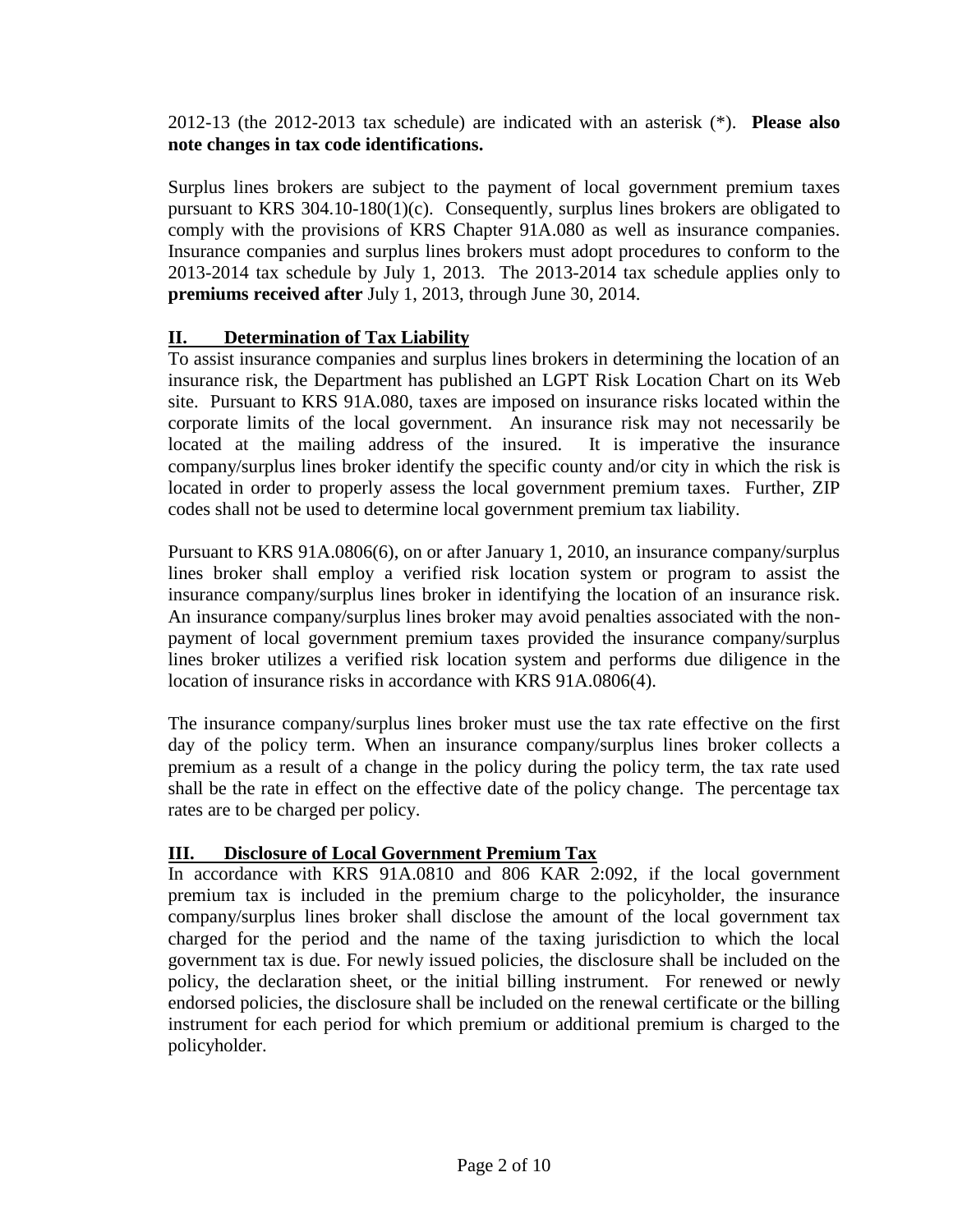2012-13 (the 2012-2013 tax schedule) are indicated with an asterisk (*). **Please also note changes in tax code identifications.**

Surplus lines brokers are subject to the payment of local government premium taxes pursuant to KRS 304.10-180(1)(c). Consequently, surplus lines brokers are obligated to comply with the provisions of KRS Chapter 91A.080 as well as insurance companies. Insurance companies and surplus lines brokers must adopt procedures to conform to the 2013-2014 tax schedule by July 1, 2013. The 2013-2014 tax schedule applies only to **premiums received after** July 1, 2013, through June 30, 2014.

## II. Determination of Tax Liability

To assist insurance companies and surplus lines brokers in determining the location of an insurance risk, the Department has published an LGPT Risk Location Chart on its Web site. Pursuant to KRS 91A.080, taxes are imposed on insurance risks located within the corporate limits of the local government. An insurance risk may not necessarily be located at the mailing address of the insured. It is imperative the insurance company/surplus lines broker identify the specific county and/or city in which the risk is located in order to properly assess the local government premium taxes. Further, ZIP codes shall not be used to determine local government premium tax liability.

Pursuant to KRS 91A.0806(6), on or after January 1, 2010, an insurance company/surplus lines broker shall employ a verified risk location system or program to assist the insurance company/surplus lines broker in identifying the location of an insurance risk. An insurance company/surplus lines broker may avoid penalties associated with the non-payment of local government premium taxes provided the insurance company/surplus lines broker utilizes a verified risk location system and performs due diligence in the location of insurance risks in accordance with KRS 91A.0806(4).

The insurance company/surplus lines broker must use the tax rate effective on the first day of the policy term. When an insurance company/surplus lines broker collects a premium as a result of a change in the policy during the policy term, the tax rate used shall be the rate in effect on the effective date of the policy change. The percentage tax rates are to be charged per policy.

## III. Disclosure of Local Government Premium Tax

In accordance with KRS 91A.0810 and 806 KAR 2:092, if the local government premium tax is included in the premium charge to the policyholder, the insurance company/surplus lines broker shall disclose the amount of the local government tax charged for the period and the name of the taxing jurisdiction to which the local government tax is due. For newly issued policies, the disclosure shall be included on the policy, the declaration sheet, or the initial billing instrument. For renewed or newly endorsed policies, the disclosure shall be included on the renewal certificate or the billing instrument for each period for which premium or additional premium is charged to the policyholder.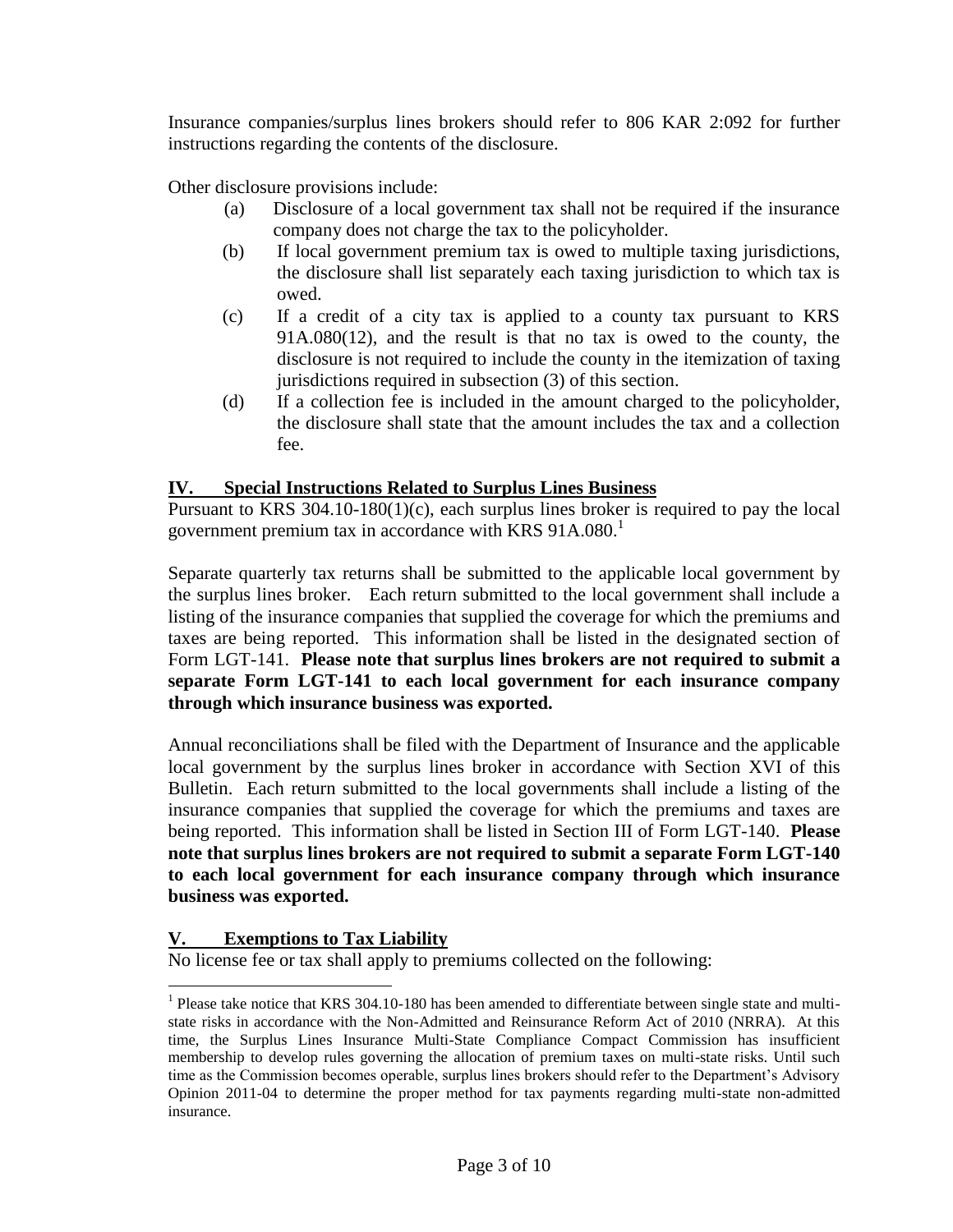Insurance companies/surplus lines brokers should refer to 806 KAR 2:092 for further instructions regarding the contents of the disclosure.

Other disclosure provisions include:

(a) Disclosure of a local government tax shall not be required if the insurance company does not charge the tax to the policyholder.

(b) If local government premium tax is owed to multiple taxing jurisdictions, the disclosure shall list separately each taxing jurisdiction to which tax is owed.

(c) If a credit of a city tax is applied to a county tax pursuant to KRS 91A.080(12), and the result is that no tax is owed to the county, the disclosure is not required to include the county in the itemization of taxing jurisdictions required in subsection (3) of this section.

(d) If a collection fee is included in the amount charged to the policyholder, the disclosure shall state that the amount includes the tax and a collection fee.

## IV. Special Instructions Related to Surplus Lines Business

Pursuant to KRS 304.10-180(1)(c), each surplus lines broker is required to pay the local government premium tax in accordance with KRS 91A.080.[1]

Separate quarterly tax returns shall be submitted to the applicable local government by the surplus lines broker. Each return submitted to the local government shall include a listing of the insurance companies that supplied the coverage for which the premiums and taxes are being reported. This information shall be listed in the designated section of Form LGT-141. **Please note that surplus lines brokers are not required to submit a separate Form LGT-141 to each local government for each insurance company through which insurance business was exported.**

Annual reconciliations shall be filed with the Department of Insurance and the applicable local government by the surplus lines broker in accordance with Section XVI of this Bulletin. Each return submitted to the local governments shall include a listing of the insurance companies that supplied the coverage for which the premiums and taxes are being reported. This information shall be listed in Section III of Form LGT-140. **Please note that surplus lines brokers are not required to submit a separate Form LGT-140 to each local government for each insurance company through which insurance business was exported.**

## V. Exemptions to Tax Liability

No license fee or tax shall apply to premiums collected on the following:

[1] Please take notice that KRS 304.10-180 has been amended to differentiate between single state and multi-state risks in accordance with the Non-Admitted and Reinsurance Reform Act of 2010 (NRRA). At this time, the Surplus Lines Insurance Multi-State Compliance Compact Commission has insufficient membership to develop rules governing the allocation of premium taxes on multi-state risks. Until such time as the Commission becomes operable, surplus lines brokers should refer to the Department's Advisory Opinion 2011-04 to determine the proper method for tax payments regarding multi-state non-admitted insurance.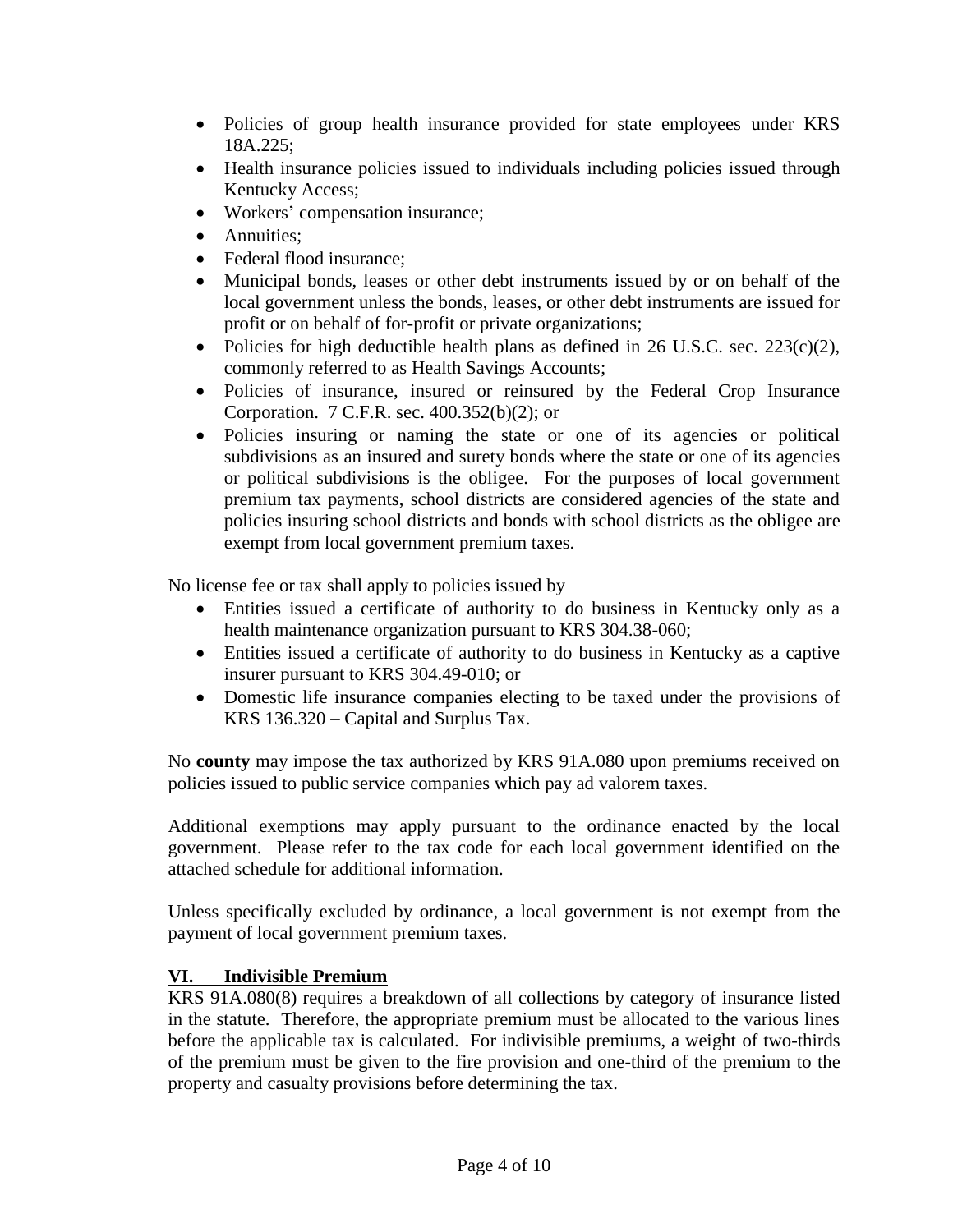- Policies of group health insurance provided for state employees under KRS 18A.225;
- Health insurance policies issued to individuals including policies issued through Kentucky Access;
- Workers' compensation insurance;
- Annuities;
- Federal flood insurance;
- Municipal bonds, leases or other debt instruments issued by or on behalf of the local government unless the bonds, leases, or other debt instruments are issued for profit or on behalf of for-profit or private organizations;
- Policies for high deductible health plans as defined in 26 U.S.C. sec. 223(c)(2), commonly referred to as Health Savings Accounts;
- Policies of insurance, insured or reinsured by the Federal Crop Insurance Corporation. 7 C.F.R. sec. 400.352(b)(2); or
- Policies insuring or naming the state or one of its agencies or political subdivisions as an insured and surety bonds where the state or one of its agencies or political subdivisions is the obligee. For the purposes of local government premium tax payments, school districts are considered agencies of the state and policies insuring school districts and bonds with school districts as the obligee are exempt from local government premium taxes.

No license fee or tax shall apply to policies issued by

- Entities issued a certificate of authority to do business in Kentucky only as a health maintenance organization pursuant to KRS 304.38-060;
- Entities issued a certificate of authority to do business in Kentucky as a captive insurer pursuant to KRS 304.49-010; or
- Domestic life insurance companies electing to be taxed under the provisions of KRS 136.320 – Capital and Surplus Tax.

No **county** may impose the tax authorized by KRS 91A.080 upon premiums received on policies issued to public service companies which pay ad valorem taxes.

Additional exemptions may apply pursuant to the ordinance enacted by the local government. Please refer to the tax code for each local government identified on the attached schedule for additional information.

Unless specifically excluded by ordinance, a local government is not exempt from the payment of local government premium taxes.

## VI. Indivisible Premium

KRS 91A.080(8) requires a breakdown of all collections by category of insurance listed in the statute. Therefore, the appropriate premium must be allocated to the various lines before the applicable tax is calculated. For indivisible premiums, a weight of two-thirds of the premium must be given to the fire provision and one-third of the premium to the property and casualty provisions before determining the tax.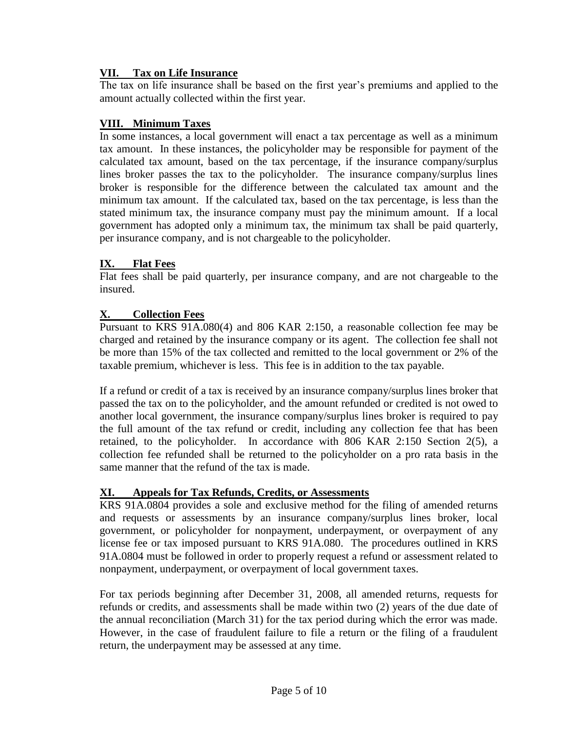## VII. Tax on Life Insurance

The tax on life insurance shall be based on the first year's premiums and applied to the amount actually collected within the first year.

## VIII. Minimum Taxes

In some instances, a local government will enact a tax percentage as well as a minimum tax amount. In these instances, the policyholder may be responsible for payment of the calculated tax amount, based on the tax percentage, if the insurance company/surplus lines broker passes the tax to the policyholder. The insurance company/surplus lines broker is responsible for the difference between the calculated tax amount and the minimum tax amount. If the calculated tax, based on the tax percentage, is less than the stated minimum tax, the insurance company must pay the minimum amount. If a local government has adopted only a minimum tax, the minimum tax shall be paid quarterly, per insurance company, and is not chargeable to the policyholder.

## IX. Flat Fees

Flat fees shall be paid quarterly, per insurance company, and are not chargeable to the insured.

## X. Collection Fees

Pursuant to KRS 91A.080(4) and 806 KAR 2:150, a reasonable collection fee may be charged and retained by the insurance company or its agent. The collection fee shall not be more than 15% of the tax collected and remitted to the local government or 2% of the taxable premium, whichever is less. This fee is in addition to the tax payable.

If a refund or credit of a tax is received by an insurance company/surplus lines broker that passed the tax on to the policyholder, and the amount refunded or credited is not owed to another local government, the insurance company/surplus lines broker is required to pay the full amount of the tax refund or credit, including any collection fee that has been retained, to the policyholder. In accordance with 806 KAR 2:150 Section 2(5), a collection fee refunded shall be returned to the policyholder on a pro rata basis in the same manner that the refund of the tax is made.

## XI. Appeals for Tax Refunds, Credits, or Assessments

KRS 91A.0804 provides a sole and exclusive method for the filing of amended returns and requests or assessments by an insurance company/surplus lines broker, local government, or policyholder for nonpayment, underpayment, or overpayment of any license fee or tax imposed pursuant to KRS 91A.080. The procedures outlined in KRS 91A.0804 must be followed in order to properly request a refund or assessment related to nonpayment, underpayment, or overpayment of local government taxes.

For tax periods beginning after December 31, 2008, all amended returns, requests for refunds or credits, and assessments shall be made within two (2) years of the due date of the annual reconciliation (March 31) for the tax period during which the error was made. However, in the case of fraudulent failure to file a return or the filing of a fraudulent return, the underpayment may be assessed at any time.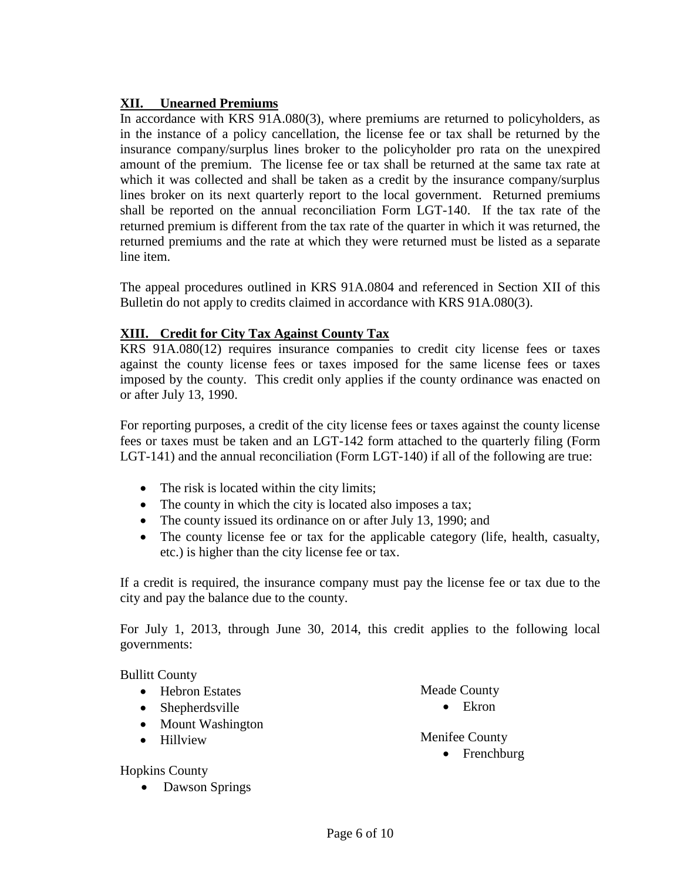## XII. Unearned Premiums

In accordance with KRS 91A.080(3), where premiums are returned to policyholders, as in the instance of a policy cancellation, the license fee or tax shall be returned by the insurance company/surplus lines broker to the policyholder pro rata on the unexpired amount of the premium. The license fee or tax shall be returned at the same tax rate at which it was collected and shall be taken as a credit by the insurance company/surplus lines broker on its next quarterly report to the local government. Returned premiums shall be reported on the annual reconciliation Form LGT-140. If the tax rate of the returned premium is different from the tax rate of the quarter in which it was returned, the returned premiums and the rate at which they were returned must be listed as a separate line item.

The appeal procedures outlined in KRS 91A.0804 and referenced in Section XII of this Bulletin do not apply to credits claimed in accordance with KRS 91A.080(3).

## XIII. Credit for City Tax Against County Tax

KRS 91A.080(12) requires insurance companies to credit city license fees or taxes against the county license fees or taxes imposed for the same license fees or taxes imposed by the county. This credit only applies if the county ordinance was enacted on or after July 13, 1990.

For reporting purposes, a credit of the city license fees or taxes against the county license fees or taxes must be taken and an LGT-142 form attached to the quarterly filing (Form LGT-141) and the annual reconciliation (Form LGT-140) if all of the following are true:

- The risk is located within the city limits;
- The county in which the city is located also imposes a tax;
- The county issued its ordinance on or after July 13, 1990; and
- The county license fee or tax for the applicable category (life, health, casualty, etc.) is higher than the city license fee or tax.

If a credit is required, the insurance company must pay the license fee or tax due to the city and pay the balance due to the county.

For July 1, 2013, through June 30, 2014, this credit applies to the following local governments:

Bullitt County

- Hebron Estates
- Shepherdsville
- Mount Washington
- Hillview

Hopkins County

- Dawson Springs

Meade County

- Ekron

Menifee County

- Frenchburg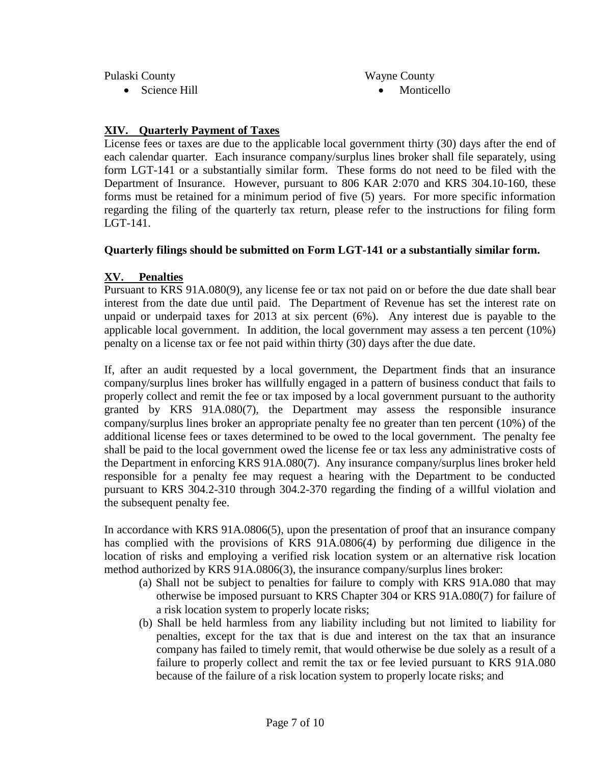Pulaski County

- Science Hill

Wayne County

- Monticello

## XIV. Quarterly Payment of Taxes

License fees or taxes are due to the applicable local government thirty (30) days after the end of each calendar quarter. Each insurance company/surplus lines broker shall file separately, using form LGT-141 or a substantially similar form. These forms do not need to be filed with the Department of Insurance. However, pursuant to 806 KAR 2:070 and KRS 304.10-160, these forms must be retained for a minimum period of five (5) years. For more specific information regarding the filing of the quarterly tax return, please refer to the instructions for filing form LGT-141.

**Quarterly filings should be submitted on Form LGT-141 or a substantially similar form.**

## XV. Penalties

Pursuant to KRS 91A.080(9), any license fee or tax not paid on or before the due date shall bear interest from the date due until paid. The Department of Revenue has set the interest rate on unpaid or underpaid taxes for 2013 at six percent (6%). Any interest due is payable to the applicable local government. In addition, the local government may assess a ten percent (10%) penalty on a license tax or fee not paid within thirty (30) days after the due date.

If, after an audit requested by a local government, the Department finds that an insurance company/surplus lines broker has willfully engaged in a pattern of business conduct that fails to properly collect and remit the fee or tax imposed by a local government pursuant to the authority granted by KRS 91A.080(7), the Department may assess the responsible insurance company/surplus lines broker an appropriate penalty fee no greater than ten percent (10%) of the additional license fees or taxes determined to be owed to the local government. The penalty fee shall be paid to the local government owed the license fee or tax less any administrative costs of the Department in enforcing KRS 91A.080(7). Any insurance company/surplus lines broker held responsible for a penalty fee may request a hearing with the Department to be conducted pursuant to KRS 304.2-310 through 304.2-370 regarding the finding of a willful violation and the subsequent penalty fee.

In accordance with KRS 91A.0806(5), upon the presentation of proof that an insurance company has complied with the provisions of KRS 91A.0806(4) by performing due diligence in the location of risks and employing a verified risk location system or an alternative risk location method authorized by KRS 91A.0806(3), the insurance company/surplus lines broker:

(a) Shall not be subject to penalties for failure to comply with KRS 91A.080 that may otherwise be imposed pursuant to KRS Chapter 304 or KRS 91A.080(7) for failure of a risk location system to properly locate risks;

(b) Shall be held harmless from any liability including but not limited to liability for penalties, except for the tax that is due and interest on the tax that an insurance company has failed to timely remit, that would otherwise be due solely as a result of a failure to properly collect and remit the tax or fee levied pursuant to KRS 91A.080 because of the failure of a risk location system to properly locate risks; and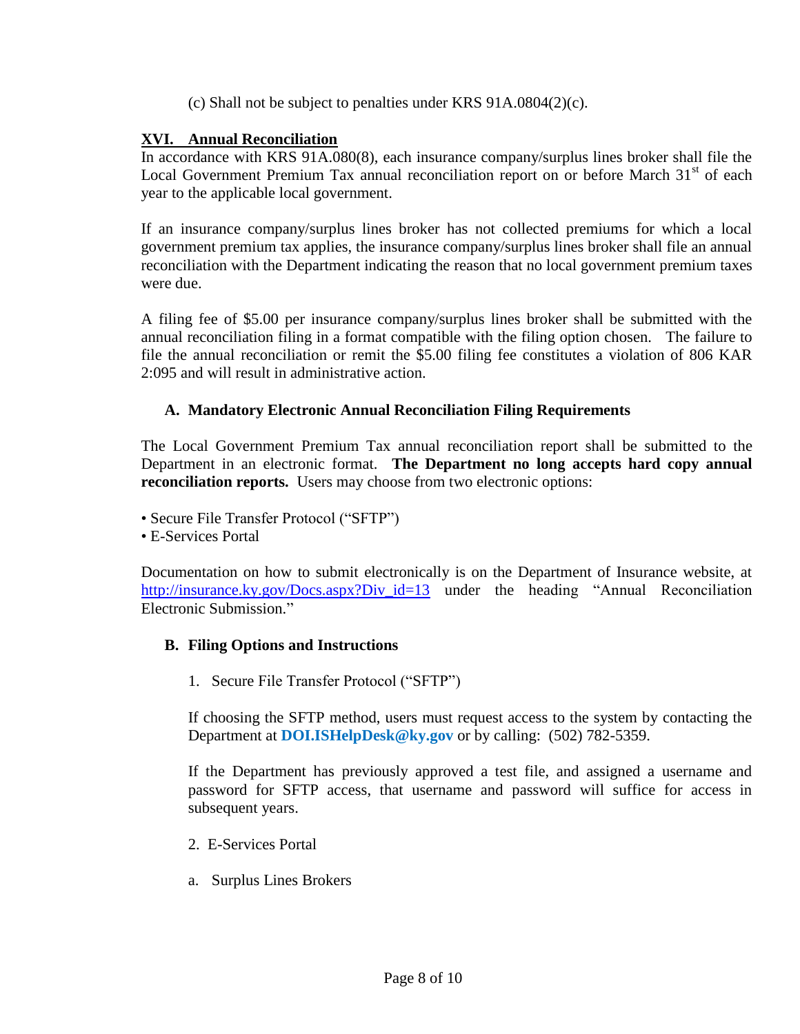(c) Shall not be subject to penalties under KRS 91A.0804(2)(c).

## XVI. Annual Reconciliation

In accordance with KRS 91A.080(8), each insurance company/surplus lines broker shall file the Local Government Premium Tax annual reconciliation report on or before March 31st of each year to the applicable local government.

If an insurance company/surplus lines broker has not collected premiums for which a local government premium tax applies, the insurance company/surplus lines broker shall file an annual reconciliation with the Department indicating the reason that no local government premium taxes were due.

A filing fee of $5.00 per insurance company/surplus lines broker shall be submitted with the annual reconciliation filing in a format compatible with the filing option chosen. The failure to file the annual reconciliation or remit the $5.00 filing fee constitutes a violation of 806 KAR 2:095 and will result in administrative action.

### A. Mandatory Electronic Annual Reconciliation Filing Requirements

The Local Government Premium Tax annual reconciliation report shall be submitted to the Department in an electronic format. **The Department no long accepts hard copy annual reconciliation reports.** Users may choose from two electronic options:

- Secure File Transfer Protocol ("SFTP")
- E-Services Portal

Documentation on how to submit electronically is on the Department of Insurance website, at http://insurance.ky.gov/Docs.aspx?Div_id=13 under the heading "Annual Reconciliation Electronic Submission."

### B. Filing Options and Instructions

1. Secure File Transfer Protocol ("SFTP")

If choosing the SFTP method, users must request access to the system by contacting the Department at **DOI.ISHelpDesk@ky.gov** or by calling: (502) 782-5359.

If the Department has previously approved a test file, and assigned a username and password for SFTP access, that username and password will suffice for access in subsequent years.

2. E-Services Portal

a. Surplus Lines Brokers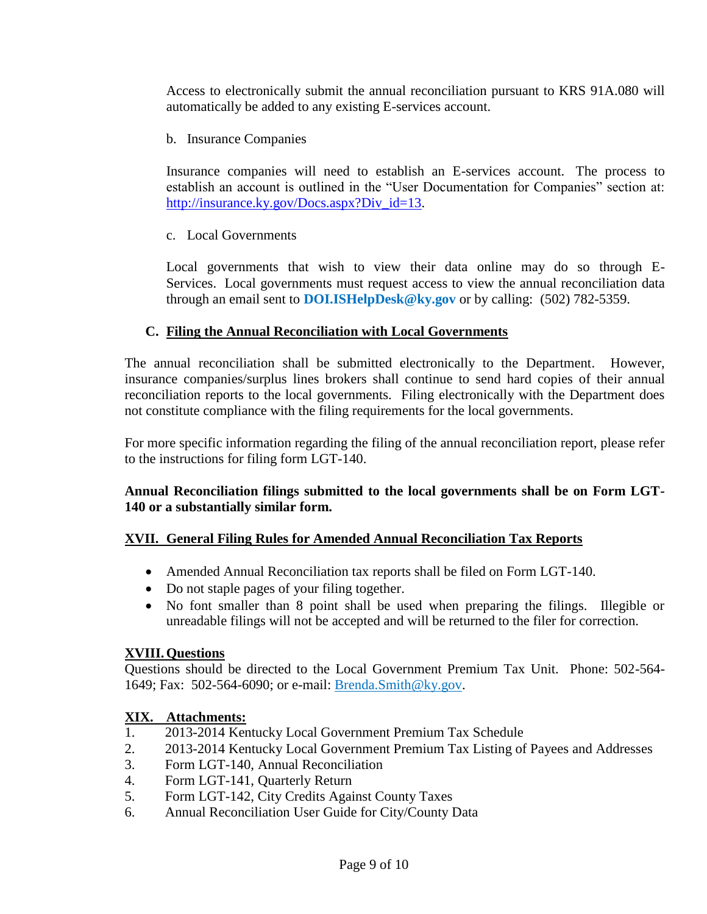Access to electronically submit the annual reconciliation pursuant to KRS 91A.080 will automatically be added to any existing E-services account.

b. Insurance Companies

Insurance companies will need to establish an E-services account. The process to establish an account is outlined in the "User Documentation for Companies" section at: [http://insurance.ky.gov/Docs.aspx?Div_id=13](http://insurance.ky.gov/Docs.aspx?Div_id=13).

c. Local Governments

Local governments that wish to view their data online may do so through E-Services. Local governments must request access to view the annual reconciliation data through an email sent to **DOI.ISHelpDesk@ky.gov** or by calling: (502) 782-5359.

### C. Filing the Annual Reconciliation with Local Governments

The annual reconciliation shall be submitted electronically to the Department. However, insurance companies/surplus lines brokers shall continue to send hard copies of their annual reconciliation reports to the local governments. Filing electronically with the Department does not constitute compliance with the filing requirements for the local governments.

For more specific information regarding the filing of the annual reconciliation report, please refer to the instructions for filing form LGT-140.

**Annual Reconciliation filings submitted to the local governments shall be on Form LGT-140 or a substantially similar form.**

## XVII. General Filing Rules for Amended Annual Reconciliation Tax Reports

- Amended Annual Reconciliation tax reports shall be filed on Form LGT-140.
- Do not staple pages of your filing together.
- No font smaller than 8 point shall be used when preparing the filings. Illegible or unreadable filings will not be accepted and will be returned to the filer for correction.

## XVIII. Questions

Questions should be directed to the Local Government Premium Tax Unit. Phone: 502-564-1649; Fax: 502-564-6090; or e-mail: [Brenda.Smith@ky.gov](mailto:Brenda.Smith@ky.gov).

## XIX. Attachments:

1. 2013-2014 Kentucky Local Government Premium Tax Schedule
2. 2013-2014 Kentucky Local Government Premium Tax Listing of Payees and Addresses
3. Form LGT-140, Annual Reconciliation
4. Form LGT-141, Quarterly Return
5. Form LGT-142, City Credits Against County Taxes
6. Annual Reconciliation User Guide for City/County Data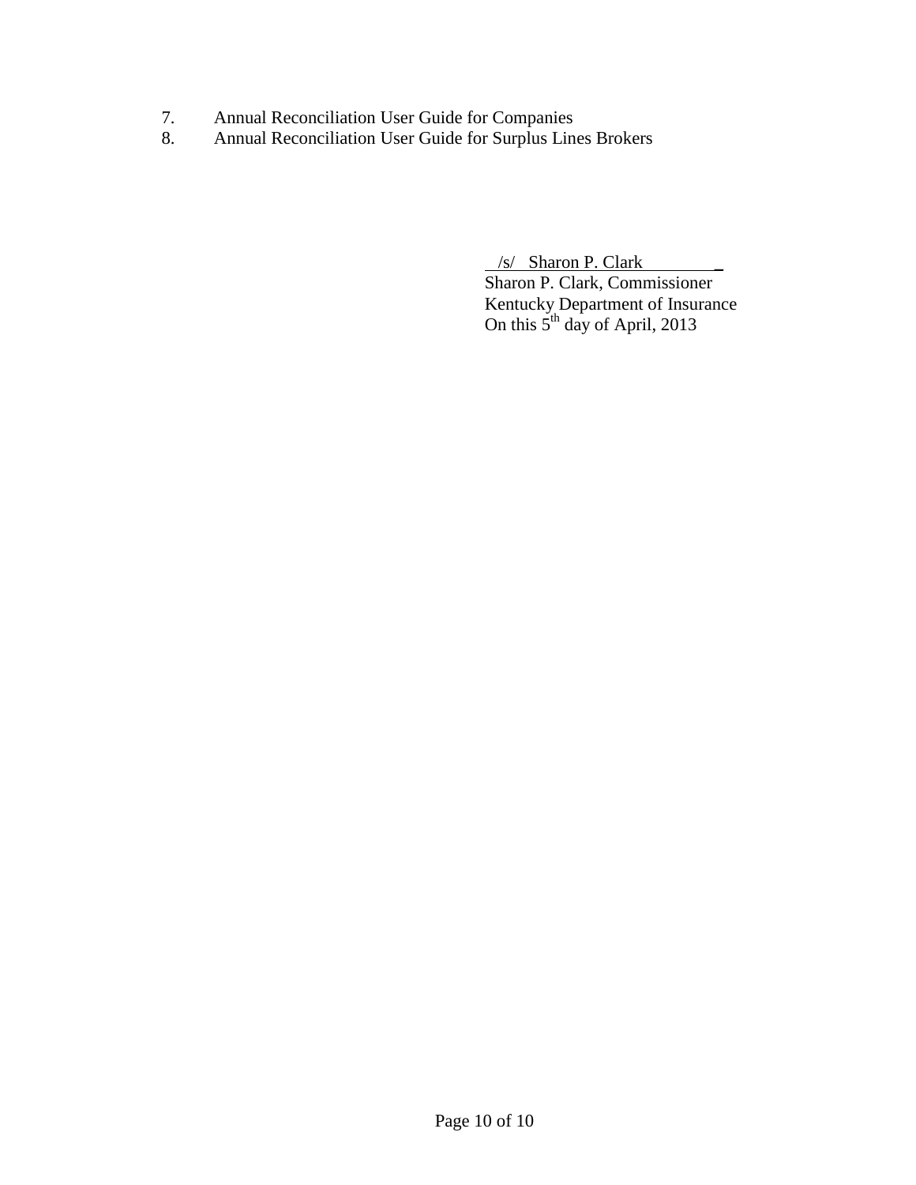7. Annual Reconciliation User Guide for Companies
8. Annual Reconciliation User Guide for Surplus Lines Brokers

/s/ Sharon P. Clark

Sharon P. Clark, Commissioner
Kentucky Department of Insurance
On this 5th day of April, 2013